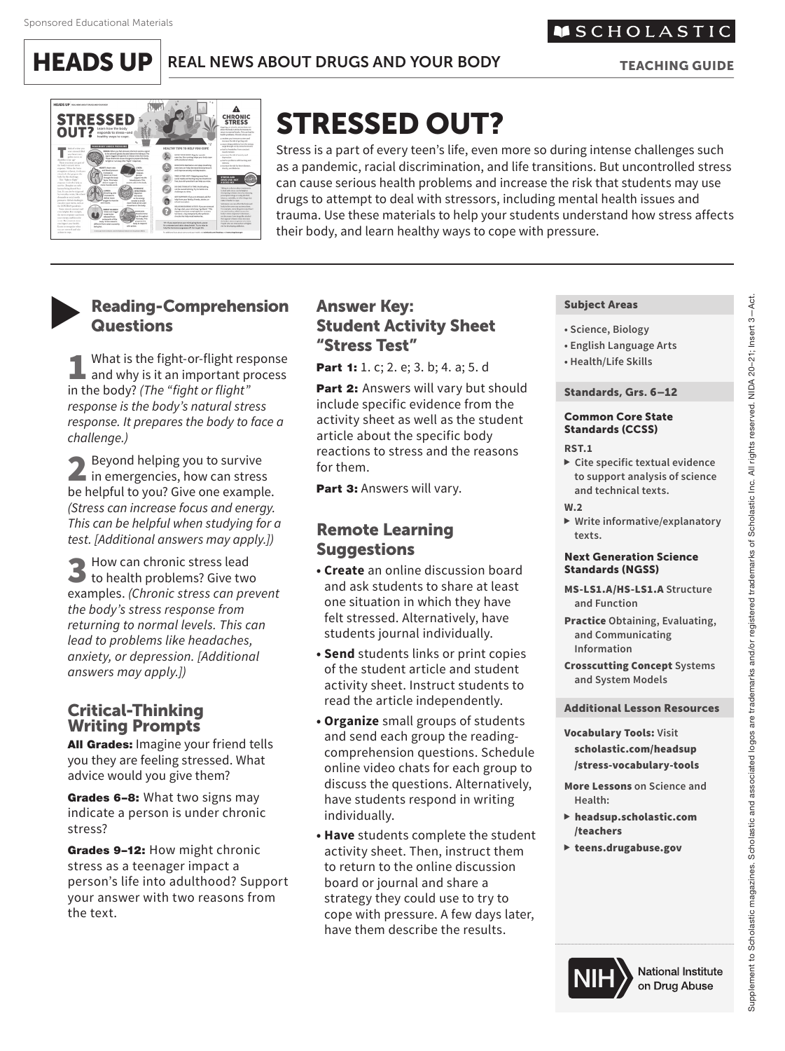Sponsored Educational Materials

SCHOLASTIC

# HEADS UP REAL NEWS ABOUT DRUGS AND YOUR BODY

TEACHING GUIDE

# STRESSED OUT?

Stress is a part of every teen's life, even more so during intense challenges such as a pandemic, racial discrimination, and life transitions. But uncontrolled stress can cause serious health problems and increase the risk that students may use drugs to attempt to deal with stressors, including mental health issues and trauma. Use these materials to help your students understand how stress affects their body, and learn healthy ways to cope with pressure.

## Reading-Comprehension Questions

**1** What is the fight-or-flight response and why is it an important process in the body? *(The "fight or flight" response is the body's natural stress response. It prepares the body to face a challenge.)*

**2** Beyond helping you to survive in emergencies, how can stress be helpful to you? Give one example. *(Stress can increase focus and energy. This can be helpful when studying for a test. [Additional answers may apply.])*

**3** How can chronic stress lead to health problems? Give two examples. *(Chronic stress can prevent the body's stress response from returning to normal levels. This can lead to problems like headaches, anxiety, or depression. [Additional answers may apply.])*

## Critical-Thinking Writing Prompts

**All Grades:** Imagine your friend tells you they are feeling stressed. What advice would you give them?

**Grades 6–8:** What two signs may indicate a person is under chronic stress?

**Grades 9–12:** How might chronic stress as a teenager impact a person's life into adulthood? Support your answer with two reasons from the text.

## Answer Key: Student Activity Sheet "Stress Test"

**Part 1:** 1. c; 2. e; 3. b; 4. a; 5. d

**Part 2:** Answers will vary but should include specific evidence from the activity sheet as well as the student article about the specific body reactions to stress and the reasons for them.

**Part 3:** Answers will vary.

## Remote Learning Suggestions

- **Create** an online discussion board and ask students to share at least one situation in which they have felt stressed. Alternatively, have students journal individually.
- **Send** students links or print copies of the student article and student activity sheet. Instruct students to read the article independently.
- **Organize** small groups of students and send each group the reading-comprehension questions. Schedule online video chats for each group to discuss the questions. Alternatively, have students respond in writing individually.
- **Have** students complete the student activity sheet. Then, instruct them to return to the online discussion board or journal and share a strategy they could use to try to cope with pressure. A few days later, have them describe the results.

### Subject Areas

- Science, Biology
- English Language Arts
- Health/Life Skills

### Standards, Grs. 6–12

**Common Core State Standards (CCSS)**

**RST.1**
- Cite specific textual evidence to support analysis of science and technical texts.

**W.2**
- Write informative/explanatory texts.

**Next Generation Science Standards (NGSS)**

**MS-LS1.A/HS-LS1.A** Structure and Function

**Practice** Obtaining, Evaluating, and Communicating Information

**Crosscutting Concept** Systems and System Models

### Additional Lesson Resources

**Vocabulary Tools:** Visit scholastic.com/headsup/stress-vocabulary-tools

**More Lessons** on Science and Health:
- headsup.scholastic.com/teachers
- teens.drugabuse.gov

NIH National Institute on Drug Abuse

Supplement to Scholastic magazines. Scholastic and associated logos are trademarks and/or registered trademarks of Scholastic Inc. All rights reserved. NIDA 20–21; Insert 3—Act.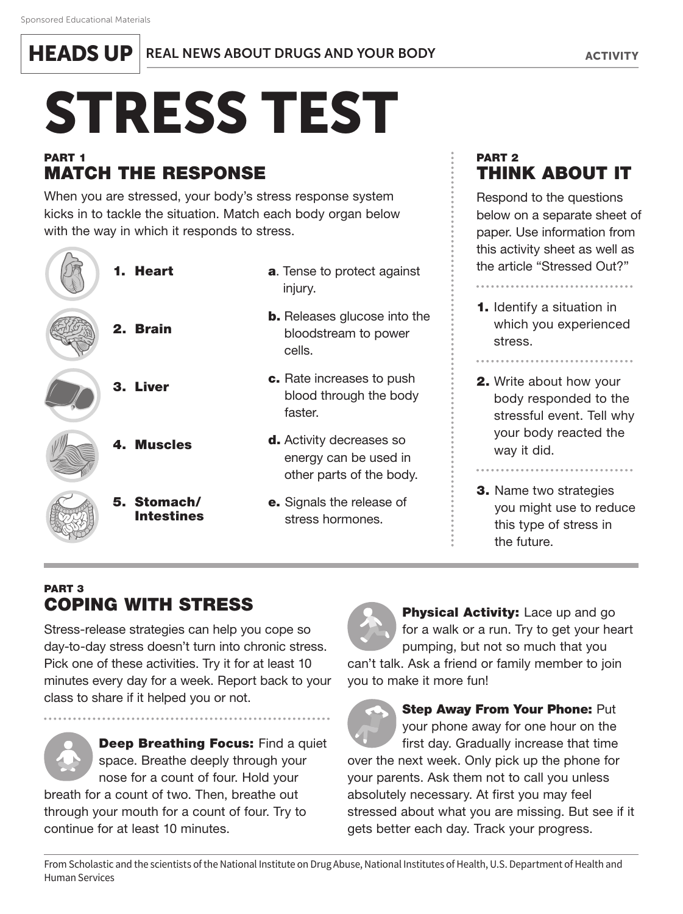Sponsored Educational Materials

**HEADS UP** REAL NEWS ABOUT DRUGS AND YOUR BODY

ACTIVITY

# STRESS TEST

## PART 1
## MATCH THE RESPONSE

When you are stressed, your body's stress response system kicks in to tackle the situation. Match each body organ below with the way in which it responds to stress.

**1. Heart**

**2. Brain**

**3. Liver**

**4. Muscles**

**5. Stomach/ Intestines**

**a**. Tense to protect against injury.

**b.** Releases glucose into the bloodstream to power cells.

**c.** Rate increases to push blood through the body faster.

**d.** Activity decreases so energy can be used in other parts of the body.

**e.** Signals the release of stress hormones.

## PART 2
## THINK ABOUT IT

Respond to the questions below on a separate sheet of paper. Use information from this activity sheet as well as the article "Stressed Out?"

1. Identify a situation in which you experienced stress.
2. Write about how your body responded to the stressful event. Tell why your body reacted the way it did.
3. Name two strategies you might use to reduce this type of stress in the future.

## PART 3
## COPING WITH STRESS

Stress-release strategies can help you cope so day-to-day stress doesn't turn into chronic stress. Pick one of these activities. Try it for at least 10 minutes every day for a week. Report back to your class to share if it helped you or not.

**Deep Breathing Focus:** Find a quiet space. Breathe deeply through your nose for a count of four. Hold your breath for a count of two. Then, breathe out through your mouth for a count of four. Try to continue for at least 10 minutes.

**Physical Activity:** Lace up and go for a walk or a run. Try to get your heart pumping, but not so much that you can't talk. Ask a friend or family member to join you to make it more fun!

**Step Away From Your Phone:** Put your phone away for one hour on the first day. Gradually increase that time over the next week. Only pick up the phone for your parents. Ask them not to call you unless absolutely necessary. At first you may feel stressed about what you are missing. But see if it gets better each day. Track your progress.

From Scholastic and the scientists of the National Institute on Drug Abuse, National Institutes of Health, U.S. Department of Health and Human Services